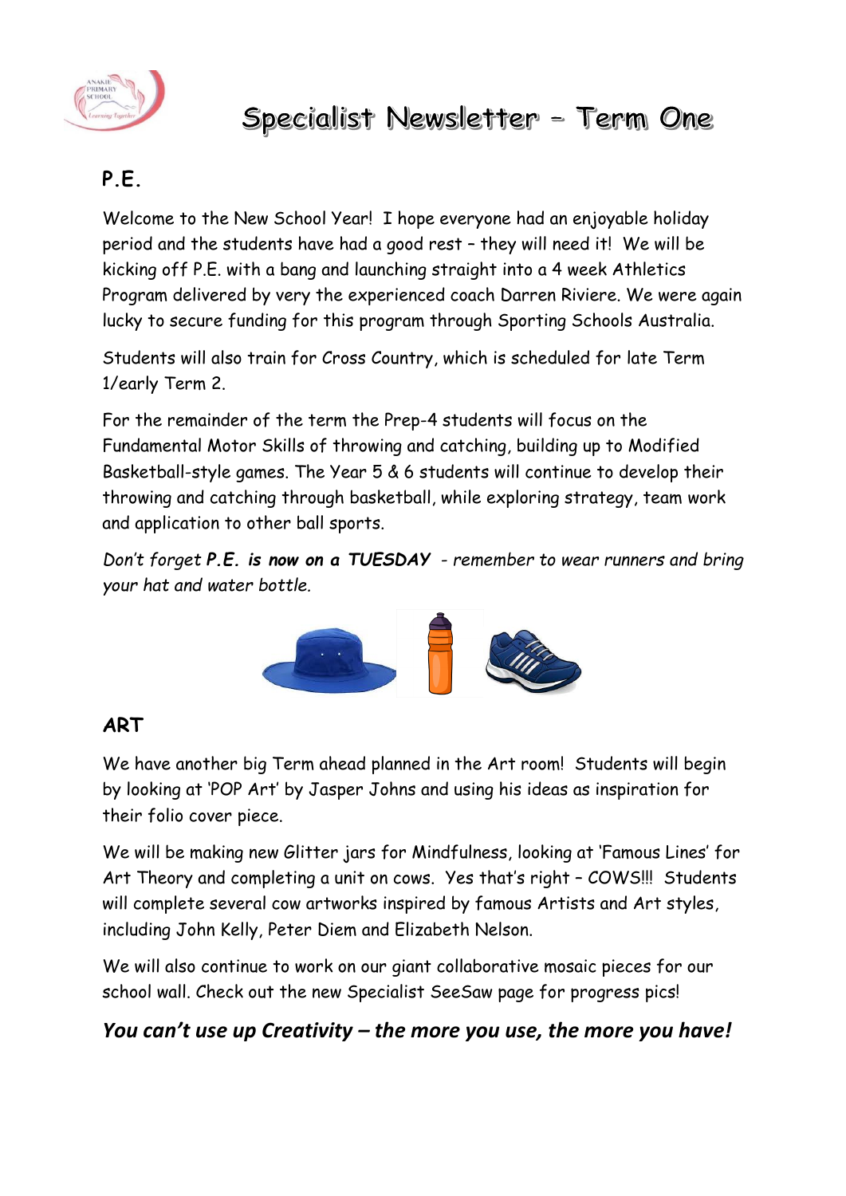# Specialist Newsletter – Term One

## P.E.

Welcome to the New School Year! I hope everyone had an enjoyable holiday period and the students have had a good rest – they will need it! We will be kicking off P.E. with a bang and launching straight into a 4 week Athletics Program delivered by very the experienced coach Darren Riviere. We were again lucky to secure funding for this program through Sporting Schools Australia.

Students will also train for Cross Country, which is scheduled for late Term 1/early Term 2.

For the remainder of the term the Prep-4 students will focus on the Fundamental Motor Skills of throwing and catching, building up to Modified Basketball-style games. The Year 5 & 6 students will continue to develop their throwing and catching through basketball, while exploring strategy, team work and application to other ball sports.

*Don't forget **P.E. is now on a TUESDAY** - remember to wear runners and bring your hat and water bottle.*

## ART

We have another big Term ahead planned in the Art room! Students will begin by looking at 'POP Art' by Jasper Johns and using his ideas as inspiration for their folio cover piece.

We will be making new Glitter jars for Mindfulness, looking at 'Famous Lines' for Art Theory and completing a unit on cows. Yes that's right – COWS!!! Students will complete several cow artworks inspired by famous Artists and Art styles, including John Kelly, Peter Diem and Elizabeth Nelson.

We will also continue to work on our giant collaborative mosaic pieces for our school wall. Check out the new Specialist SeeSaw page for progress pics!

***You can't use up Creativity – the more you use, the more you have!***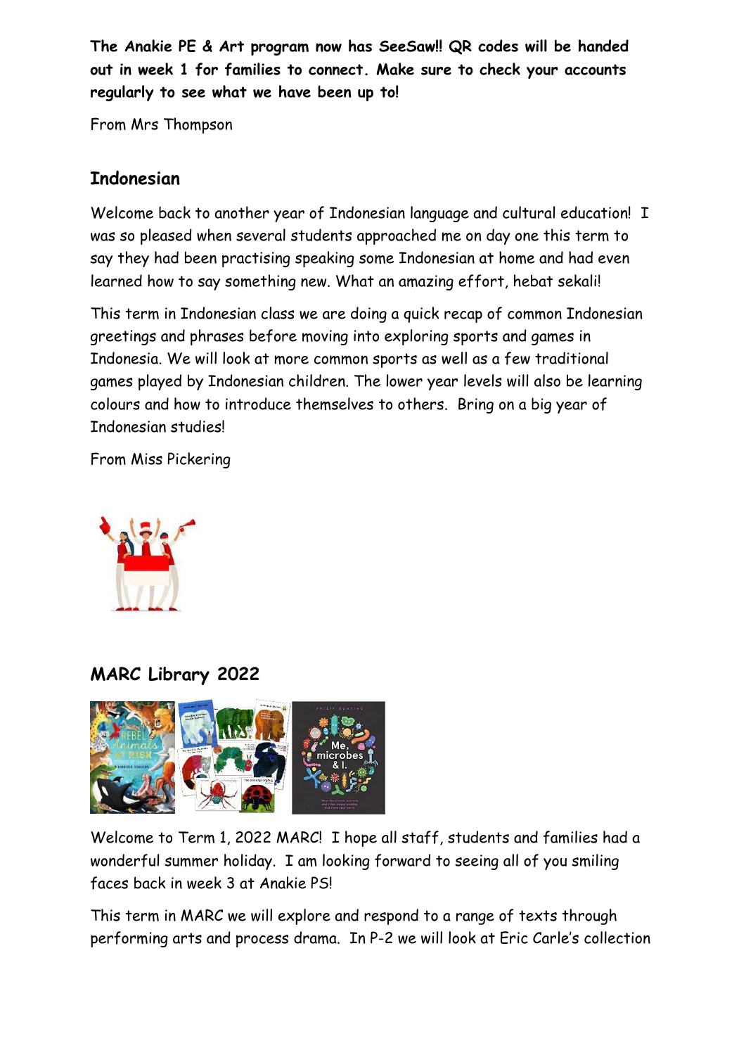**The Anakie PE & Art program now has SeeSaw!! QR codes will be handed out in week 1 for families to connect. Make sure to check your accounts regularly to see what we have been up to!**

From Mrs Thompson

## Indonesian

Welcome back to another year of Indonesian language and cultural education! I was so pleased when several students approached me on day one this term to say they had been practising speaking some Indonesian at home and had even learned how to say something new. What an amazing effort, hebat sekali!

This term in Indonesian class we are doing a quick recap of common Indonesian greetings and phrases before moving into exploring sports and games in Indonesia. We will look at more common sports as well as a few traditional games played by Indonesian children. The lower year levels will also be learning colours and how to introduce themselves to others. Bring on a big year of Indonesian studies!

From Miss Pickering

## MARC Library 2022

Welcome to Term 1, 2022 MARC! I hope all staff, students and families had a wonderful summer holiday. I am looking forward to seeing all of you smiling faces back in week 3 at Anakie PS!

This term in MARC we will explore and respond to a range of texts through performing arts and process drama. In P-2 we will look at Eric Carle's collection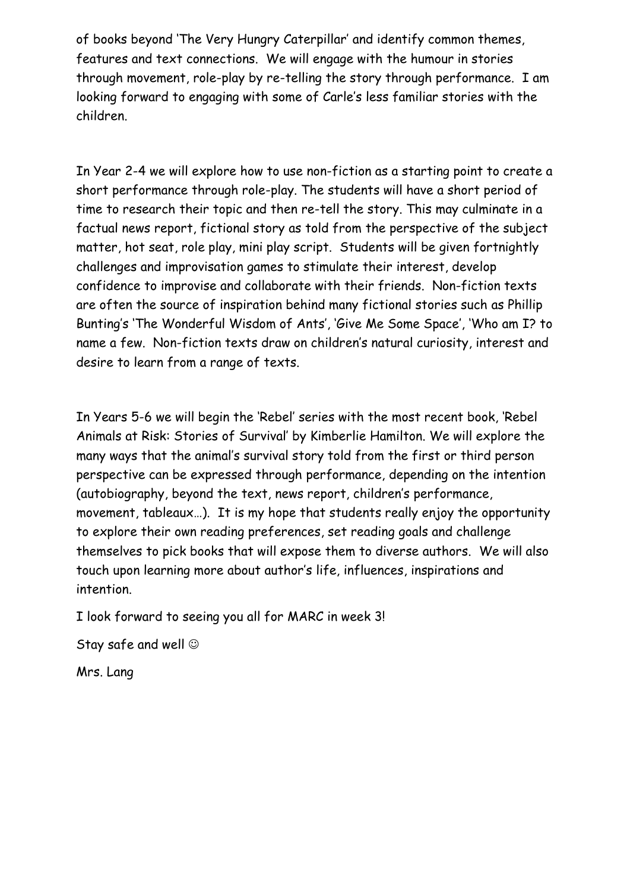of books beyond 'The Very Hungry Caterpillar' and identify common themes, features and text connections. We will engage with the humour in stories through movement, role-play by re-telling the story through performance. I am looking forward to engaging with some of Carle's less familiar stories with the children.

In Year 2-4 we will explore how to use non-fiction as a starting point to create a short performance through role-play. The students will have a short period of time to research their topic and then re-tell the story. This may culminate in a factual news report, fictional story as told from the perspective of the subject matter, hot seat, role play, mini play script. Students will be given fortnightly challenges and improvisation games to stimulate their interest, develop confidence to improvise and collaborate with their friends. Non-fiction texts are often the source of inspiration behind many fictional stories such as Phillip Bunting's 'The Wonderful Wisdom of Ants', 'Give Me Some Space', 'Who am I? to name a few. Non-fiction texts draw on children's natural curiosity, interest and desire to learn from a range of texts.

In Years 5-6 we will begin the 'Rebel' series with the most recent book, 'Rebel Animals at Risk: Stories of Survival' by Kimberlie Hamilton. We will explore the many ways that the animal's survival story told from the first or third person perspective can be expressed through performance, depending on the intention (autobiography, beyond the text, news report, children's performance, movement, tableaux…). It is my hope that students really enjoy the opportunity to explore their own reading preferences, set reading goals and challenge themselves to pick books that will expose them to diverse authors. We will also touch upon learning more about author's life, influences, inspirations and intention.

I look forward to seeing you all for MARC in week 3!

Stay safe and well ☺

Mrs. Lang